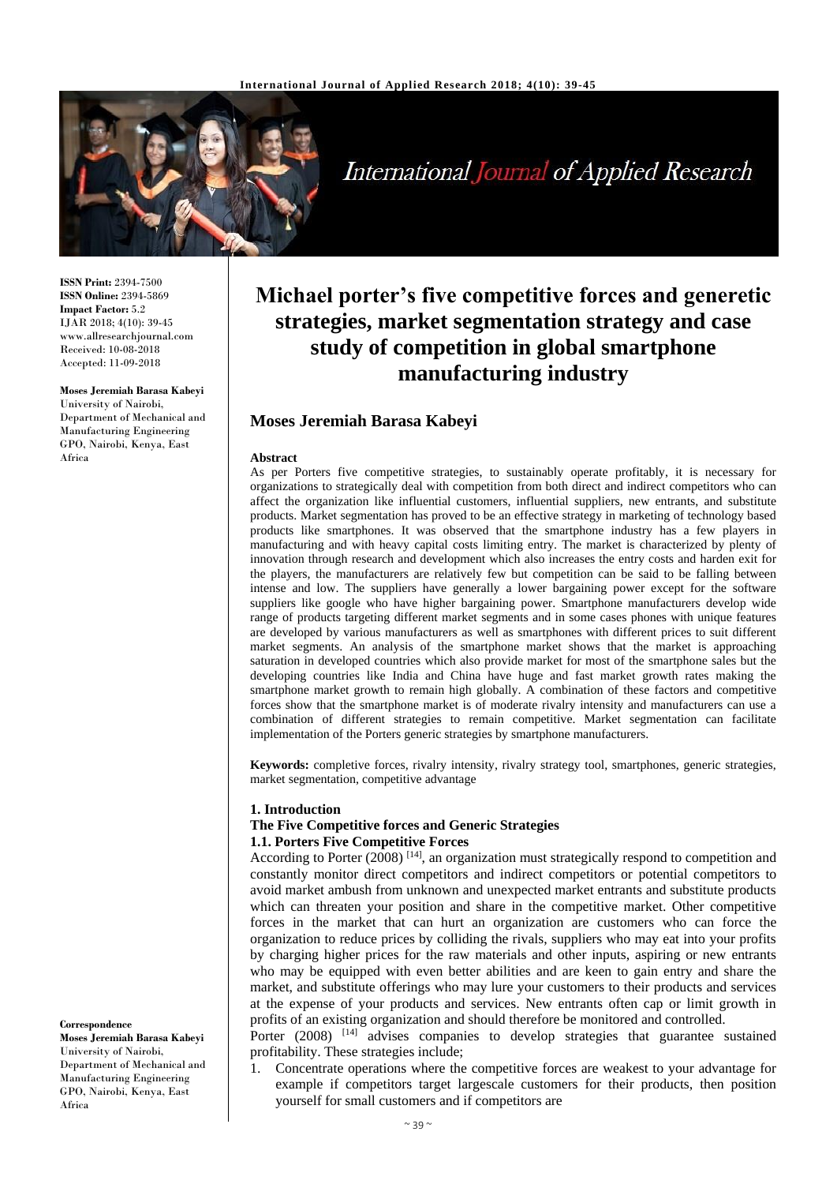ISSN Print: 2394-7500
ISSN Online: 2394-5869
Impact Factor: 5.2
IJAR 2018; 4(10): 39-45
www.allresearchjournal.com
Received: 10-08-2018
Accepted: 11-09-2018

**Moses Jeremiah Barasa Kabeyi**
University of Nairobi, Department of Mechanical and Manufacturing Engineering GPO, Nairobi, Kenya, East Africa

**Correspondence**
**Moses Jeremiah Barasa Kabeyi**
University of Nairobi, Department of Mechanical and Manufacturing Engineering GPO, Nairobi, Kenya, East Africa

# Michael porter's five competitive forces and generetic strategies, market segmentation strategy and case study of competition in global smartphone manufacturing industry

## Moses Jeremiah Barasa Kabeyi

### Abstract

As per Porters five competitive strategies, to sustainably operate profitably, it is necessary for organizations to strategically deal with competition from both direct and indirect competitors who can affect the organization like influential customers, influential suppliers, new entrants, and substitute products. Market segmentation has proved to be an effective strategy in marketing of technology based products like smartphones. It was observed that the smartphone industry has a few players in manufacturing and with heavy capital costs limiting entry. The market is characterized by plenty of innovation through research and development which also increases the entry costs and harden exit for the players, the manufacturers are relatively few but competition can be said to be falling between intense and low. The suppliers have generally a lower bargaining power except for the software suppliers like google who have higher bargaining power. Smartphone manufacturers develop wide range of products targeting different market segments and in some cases phones with unique features are developed by various manufacturers as well as smartphones with different prices to suit different market segments. An analysis of the smartphone market shows that the market is approaching saturation in developed countries which also provide market for most of the smartphone sales but the developing countries like India and China have huge and fast market growth rates making the smartphone market growth to remain high globally. A combination of these factors and competitive forces show that the smartphone market is of moderate rivalry intensity and manufacturers can use a combination of different strategies to remain competitive. Market segmentation can facilitate implementation of the Porters generic strategies by smartphone manufacturers.

**Keywords:** completive forces, rivalry intensity, rivalry strategy tool, smartphones, generic strategies, market segmentation, competitive advantage

### 1. Introduction

### The Five Competitive forces and Generic Strategies

### 1.1. Porters Five Competitive Forces

According to Porter (2008) [14], an organization must strategically respond to competition and constantly monitor direct competitors and indirect competitors or potential competitors to avoid market ambush from unknown and unexpected market entrants and substitute products which can threaten your position and share in the competitive market. Other competitive forces in the market that can hurt an organization are customers who can force the organization to reduce prices by colliding the rivals, suppliers who may eat into your profits by charging higher prices for the raw materials and other inputs, aspiring or new entrants who may be equipped with even better abilities and are keen to gain entry and share the market, and substitute offerings who may lure your customers to their products and services at the expense of your products and services. New entrants often cap or limit growth in profits of an existing organization and should therefore be monitored and controlled.

Porter (2008) [14] advises companies to develop strategies that guarantee sustained profitability. These strategies include;

1. Concentrate operations where the competitive forces are weakest to your advantage for example if competitors target largescale customers for their products, then position yourself for small customers and if competitors are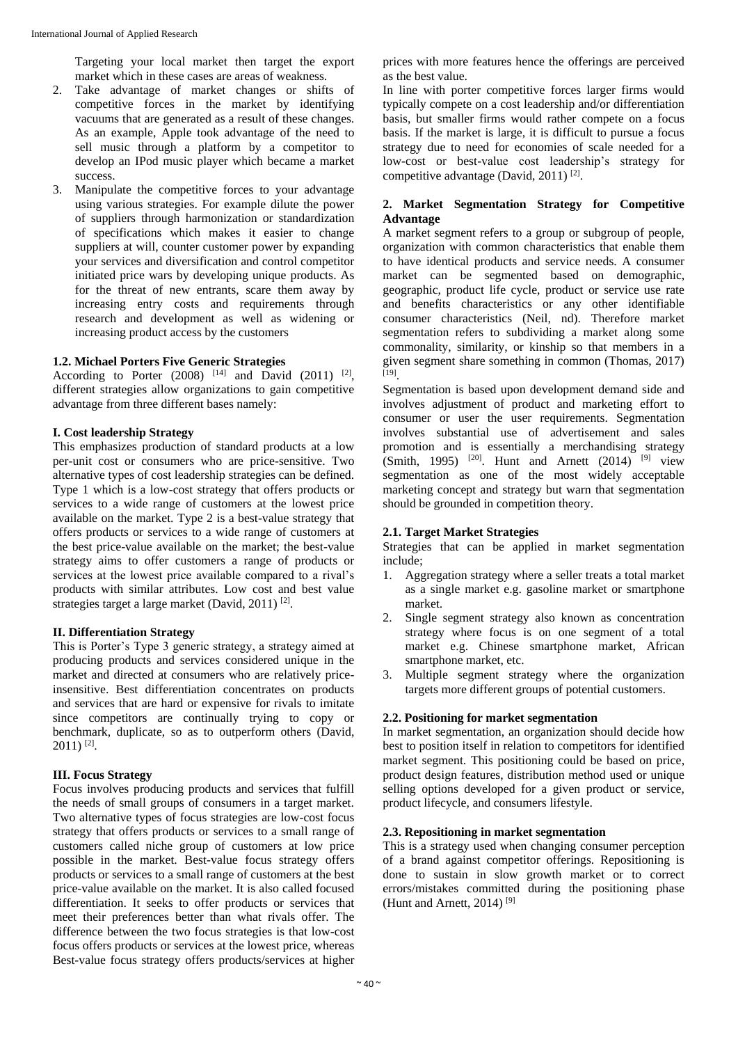Targeting your local market then target the export market which in these cases are areas of weakness.

2. Take advantage of market changes or shifts of competitive forces in the market by identifying vacuums that are generated as a result of these changes. As an example, Apple took advantage of the need to sell music through a platform by a competitor to develop an IPod music player which became a market success.
3. Manipulate the competitive forces to your advantage using various strategies. For example dilute the power of suppliers through harmonization or standardization of specifications which makes it easier to change suppliers at will, counter customer power by expanding your services and diversification and control competitor initiated price wars by developing unique products. As for the threat of new entrants, scare them away by increasing entry costs and requirements through research and development as well as widening or increasing product access by the customers

### 1.2. Michael Porters Five Generic Strategies

According to Porter (2008) [14] and David (2011) [2], different strategies allow organizations to gain competitive advantage from three different bases namely:

#### I. Cost leadership Strategy

This emphasizes production of standard products at a low per-unit cost or consumers who are price-sensitive. Two alternative types of cost leadership strategies can be defined. Type 1 which is a low-cost strategy that offers products or services to a wide range of customers at the lowest price available on the market. Type 2 is a best-value strategy that offers products or services to a wide range of customers at the best price-value available on the market; the best-value strategy aims to offer customers a range of products or services at the lowest price available compared to a rival's products with similar attributes. Low cost and best value strategies target a large market (David, 2011) [2].

#### II. Differentiation Strategy

This is Porter's Type 3 generic strategy, a strategy aimed at producing products and services considered unique in the market and directed at consumers who are relatively price-insensitive. Best differentiation concentrates on products and services that are hard or expensive for rivals to imitate since competitors are continually trying to copy or benchmark, duplicate, so as to outperform others (David, 2011) [2].

#### III. Focus Strategy

Focus involves producing products and services that fulfill the needs of small groups of consumers in a target market. Two alternative types of focus strategies are low-cost focus strategy that offers products or services to a small range of customers called niche group of customers at low price possible in the market. Best-value focus strategy offers products or services to a small range of customers at the best price-value available on the market. It is also called focused differentiation. It seeks to offer products or services that meet their preferences better than what rivals offer. The difference between the two focus strategies is that low-cost focus offers products or services at the lowest price, whereas Best-value focus strategy offers products/services at higher prices with more features hence the offerings are perceived as the best value.

In line with porter competitive forces larger firms would typically compete on a cost leadership and/or differentiation basis, but smaller firms would rather compete on a focus basis. If the market is large, it is difficult to pursue a focus strategy due to need for economies of scale needed for a low-cost or best-value cost leadership's strategy for competitive advantage (David, 2011) [2].

## 2. Market Segmentation Strategy for Competitive Advantage

A market segment refers to a group or subgroup of people, organization with common characteristics that enable them to have identical products and service needs. A consumer market can be segmented based on demographic, geographic, product life cycle, product or service use rate and benefits characteristics or any other identifiable consumer characteristics (Neil, nd). Therefore market segmentation refers to subdividing a market along some commonality, similarity, or kinship so that members in a given segment share something in common (Thomas, 2017) [19].

Segmentation is based upon development demand side and involves adjustment of product and marketing effort to consumer or user the user requirements. Segmentation involves substantial use of advertisement and sales promotion and is essentially a merchandising strategy (Smith, 1995) [20]. Hunt and Arnett (2014) [9] view segmentation as one of the most widely acceptable marketing concept and strategy but warn that segmentation should be grounded in competition theory.

### 2.1. Target Market Strategies

Strategies that can be applied in market segmentation include;

1. Aggregation strategy where a seller treats a total market as a single market e.g. gasoline market or smartphone market.
2. Single segment strategy also known as concentration strategy where focus is on one segment of a total market e.g. Chinese smartphone market, African smartphone market, etc.
3. Multiple segment strategy where the organization targets more different groups of potential customers.

### 2.2. Positioning for market segmentation

In market segmentation, an organization should decide how best to position itself in relation to competitors for identified market segment. This positioning could be based on price, product design features, distribution method used or unique selling options developed for a given product or service, product lifecycle, and consumers lifestyle.

### 2.3. Repositioning in market segmentation

This is a strategy used when changing consumer perception of a brand against competitor offerings. Repositioning is done to sustain in slow growth market or to correct errors/mistakes committed during the positioning phase (Hunt and Arnett, 2014) [9]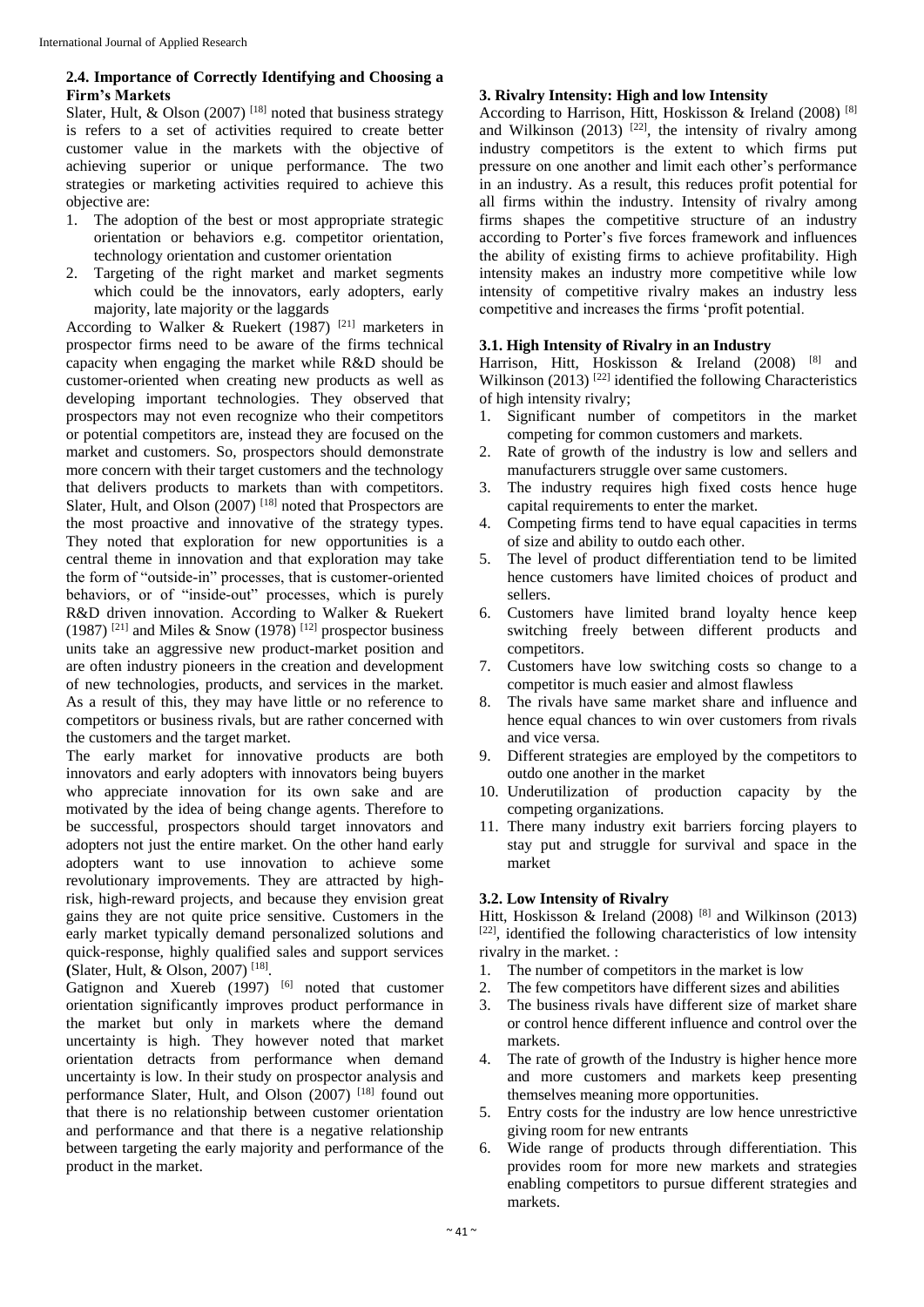### 2.4. Importance of Correctly Identifying and Choosing a Firm's Markets

Slater, Hult, & Olson (2007) [18] noted that business strategy is refers to a set of activities required to create better customer value in the markets with the objective of achieving superior or unique performance. The two strategies or marketing activities required to achieve this objective are:

1. The adoption of the best or most appropriate strategic orientation or behaviors e.g. competitor orientation, technology orientation and customer orientation
2. Targeting of the right market and market segments which could be the innovators, early adopters, early majority, late majority or the laggards

According to Walker & Ruekert (1987) [21] marketers in prospector firms need to be aware of the firms technical capacity when engaging the market while R&D should be customer-oriented when creating new products as well as developing important technologies. They observed that prospectors may not even recognize who their competitors or potential competitors are, instead they are focused on the market and customers. So, prospectors should demonstrate more concern with their target customers and the technology that delivers products to markets than with competitors. Slater, Hult, and Olson (2007) [18] noted that Prospectors are the most proactive and innovative of the strategy types. They noted that exploration for new opportunities is a central theme in innovation and that exploration may take the form of "outside-in" processes, that is customer-oriented behaviors, or of "inside-out" processes, which is purely R&D driven innovation. According to Walker & Ruekert (1987) [21] and Miles & Snow (1978) [12] prospector business units take an aggressive new product-market position and are often industry pioneers in the creation and development of new technologies, products, and services in the market. As a result of this, they may have little or no reference to competitors or business rivals, but are rather concerned with the customers and the target market.

The early market for innovative products are both innovators and early adopters with innovators being buyers who appreciate innovation for its own sake and are motivated by the idea of being change agents. Therefore to be successful, prospectors should target innovators and adopters not just the entire market. On the other hand early adopters want to use innovation to achieve some revolutionary improvements. They are attracted by high-risk, high-reward projects, and because they envision great gains they are not quite price sensitive. Customers in the early market typically demand personalized solutions and quick-response, highly qualified sales and support services (Slater, Hult, & Olson, 2007) [18].

Gatignon and Xuereb (1997) [6] noted that customer orientation significantly improves product performance in the market but only in markets where the demand uncertainty is high. They however noted that market orientation detracts from performance when demand uncertainty is low. In their study on prospector analysis and performance Slater, Hult, and Olson (2007) [18] found out that there is no relationship between customer orientation and performance and that there is a negative relationship between targeting the early majority and performance of the product in the market.

## 3. Rivalry Intensity: High and low Intensity

According to Harrison, Hitt, Hoskisson & Ireland (2008) [8] and Wilkinson (2013) [22], the intensity of rivalry among industry competitors is the extent to which firms put pressure on one another and limit each other's performance in an industry. As a result, this reduces profit potential for all firms within the industry. Intensity of rivalry among firms shapes the competitive structure of an industry according to Porter's five forces framework and influences the ability of existing firms to achieve profitability. High intensity makes an industry more competitive while low intensity of competitive rivalry makes an industry less competitive and increases the firms 'profit potential.

### 3.1. High Intensity of Rivalry in an Industry

Harrison, Hitt, Hoskisson & Ireland (2008) [8] and Wilkinson (2013) [22] identified the following Characteristics of high intensity rivalry;

1. Significant number of competitors in the market competing for common customers and markets.
2. Rate of growth of the industry is low and sellers and manufacturers struggle over same customers.
3. The industry requires high fixed costs hence huge capital requirements to enter the market.
4. Competing firms tend to have equal capacities in terms of size and ability to outdo each other.
5. The level of product differentiation tend to be limited hence customers have limited choices of product and sellers.
6. Customers have limited brand loyalty hence keep switching freely between different products and competitors.
7. Customers have low switching costs so change to a competitor is much easier and almost flawless
8. The rivals have same market share and influence and hence equal chances to win over customers from rivals and vice versa.
9. Different strategies are employed by the competitors to outdo one another in the market
10. Underutilization of production capacity by the competing organizations.
11. There many industry exit barriers forcing players to stay put and struggle for survival and space in the market

### 3.2. Low Intensity of Rivalry

Hitt, Hoskisson & Ireland (2008) [8] and Wilkinson (2013) [22], identified the following characteristics of low intensity rivalry in the market. :

1. The number of competitors in the market is low
2. The few competitors have different sizes and abilities
3. The business rivals have different size of market share or control hence different influence and control over the markets.
4. The rate of growth of the Industry is higher hence more and more customers and markets keep presenting themselves meaning more opportunities.
5. Entry costs for the industry are low hence unrestrictive giving room for new entrants
6. Wide range of products through differentiation. This provides room for more new markets and strategies enabling competitors to pursue different strategies and markets.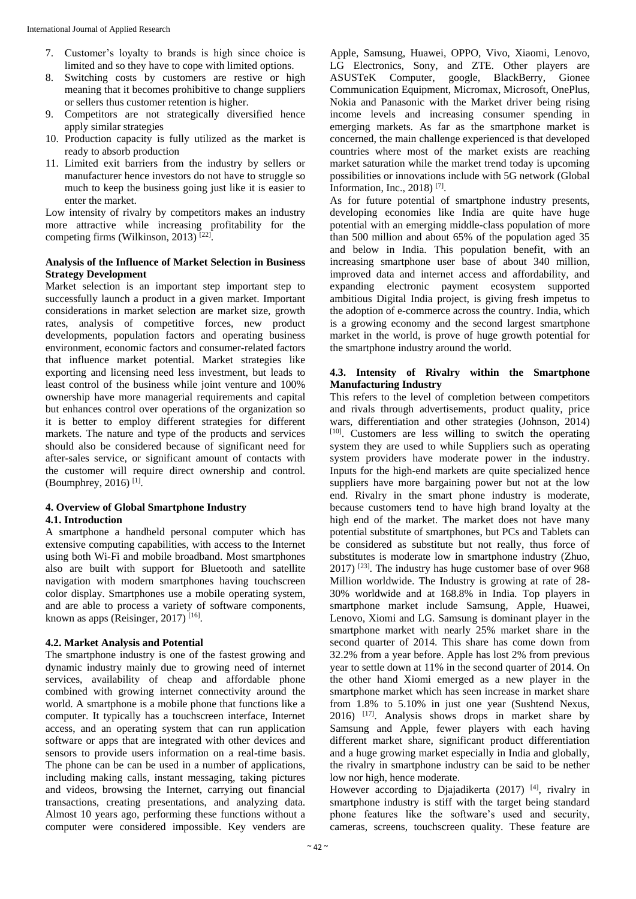7. Customer's loyalty to brands is high since choice is limited and so they have to cope with limited options.
8. Switching costs by customers are restive or high meaning that it becomes prohibitive to change suppliers or sellers thus customer retention is higher.
9. Competitors are not strategically diversified hence apply similar strategies
10. Production capacity is fully utilized as the market is ready to absorb production
11. Limited exit barriers from the industry by sellers or manufacturer hence investors do not have to struggle so much to keep the business going just like it is easier to enter the market.

Low intensity of rivalry by competitors makes an industry more attractive while increasing profitability for the competing firms (Wilkinson, 2013) [22].

**Analysis of the Influence of Market Selection in Business Strategy Development**

Market selection is an important step important step to successfully launch a product in a given market. Important considerations in market selection are market size, growth rates, analysis of competitive forces, new product developments, population factors and operating business environment, economic factors and consumer-related factors that influence market potential. Market strategies like exporting and licensing need less investment, but leads to least control of the business while joint venture and 100% ownership have more managerial requirements and capital but enhances control over operations of the organization so it is better to employ different strategies for different markets. The nature and type of the products and services should also be considered because of significant need for after-sales service, or significant amount of contacts with the customer will require direct ownership and control. (Boumphrey, 2016) [1].

## 4. Overview of Global Smartphone Industry

### 4.1. Introduction

A smartphone a handheld personal computer which has extensive computing capabilities, with access to the Internet using both Wi-Fi and mobile broadband. Most smartphones also are built with support for Bluetooth and satellite navigation with modern smartphones having touchscreen color display. Smartphones use a mobile operating system, and are able to process a variety of software components, known as apps (Reisinger, 2017) [16].

### 4.2. Market Analysis and Potential

The smartphone industry is one of the fastest growing and dynamic industry mainly due to growing need of internet services, availability of cheap and affordable phone combined with growing internet connectivity around the world. A smartphone is a mobile phone that functions like a computer. It typically has a touchscreen interface, Internet access, and an operating system that can run application software or apps that are integrated with other devices and sensors to provide users information on a real-time basis. The phone can be can be used in a number of applications, including making calls, instant messaging, taking pictures and videos, browsing the Internet, carrying out financial transactions, creating presentations, and analyzing data. Almost 10 years ago, performing these functions without a computer were considered impossible. Key venders are Apple, Samsung, Huawei, OPPO, Vivo, Xiaomi, Lenovo, LG Electronics, Sony, and ZTE. Other players are ASUSTeK Computer, google, BlackBerry, Gionee Communication Equipment, Micromax, Microsoft, OnePlus, Nokia and Panasonic with the Market driver being rising income levels and increasing consumer spending in emerging markets. As far as the smartphone market is concerned, the main challenge experienced is that developed countries where most of the market exists are reaching market saturation while the market trend today is upcoming possibilities or innovations include with 5G network (Global Information, Inc., 2018) [7].

As for future potential of smartphone industry presents, developing economies like India are quite have huge potential with an emerging middle-class population of more than 500 million and about 65% of the population aged 35 and below in India. This population benefit, with an increasing smartphone user base of about 340 million, improved data and internet access and affordability, and expanding electronic payment ecosystem supported ambitious Digital India project, is giving fresh impetus to the adoption of e-commerce across the country. India, which is a growing economy and the second largest smartphone market in the world, is prove of huge growth potential for the smartphone industry around the world.

### 4.3. Intensity of Rivalry within the Smartphone Manufacturing Industry

This refers to the level of completion between competitors and rivals through advertisements, product quality, price wars, differentiation and other strategies (Johnson, 2014) [10]. Customers are less willing to switch the operating system they are used to while Suppliers such as operating system providers have moderate power in the industry. Inputs for the high-end markets are quite specialized hence suppliers have more bargaining power but not at the low end. Rivalry in the smart phone industry is moderate, because customers tend to have high brand loyalty at the high end of the market. The market does not have many potential substitute of smartphones, but PCs and Tablets can be considered as substitute but not really, thus force of substitutes is moderate low in smartphone industry (Zhuo, 2017) [23]. The industry has huge customer base of over 968 Million worldwide. The Industry is growing at rate of 28-30% worldwide and at 168.8% in India. Top players in smartphone market include Samsung, Apple, Huawei, Lenovo, Xiomi and LG. Samsung is dominant player in the smartphone market with nearly 25% market share in the second quarter of 2014. This share has come down from 32.2% from a year before. Apple has lost 2% from previous year to settle down at 11% in the second quarter of 2014. On the other hand Xiomi emerged as a new player in the smartphone market which has seen increase in market share from 1.8% to 5.10% in just one year (Sushtend Nexus, 2016) [17]. Analysis shows drops in market share by Samsung and Apple, fewer players with each having different market share, significant product differentiation and a huge growing market especially in India and globally, the rivalry in smartphone industry can be said to be nether low nor high, hence moderate.

However according to Djajadikerta (2017) [4], rivalry in smartphone industry is stiff with the target being standard phone features like the software's used and security, cameras, screens, touchscreen quality. These feature are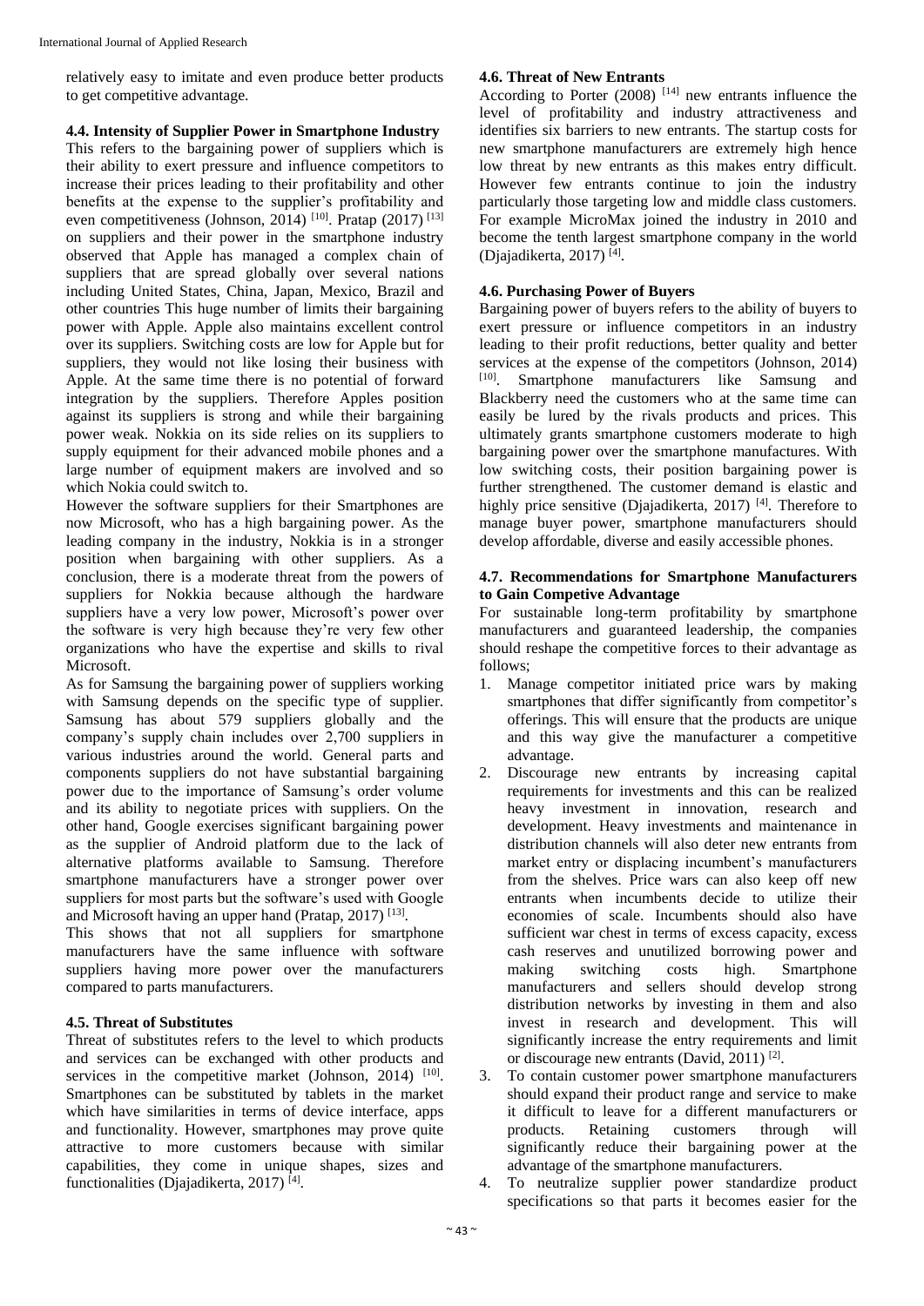relatively easy to imitate and even produce better products to get competitive advantage.

### 4.4. Intensity of Supplier Power in Smartphone Industry

This refers to the bargaining power of suppliers which is their ability to exert pressure and influence competitors to increase their prices leading to their profitability and other benefits at the expense to the supplier's profitability and even competitiveness (Johnson, 2014) [10]. Pratap (2017) [13] on suppliers and their power in the smartphone industry observed that Apple has managed a complex chain of suppliers that are spread globally over several nations including United States, China, Japan, Mexico, Brazil and other countries This huge number of limits their bargaining power with Apple. Apple also maintains excellent control over its suppliers. Switching costs are low for Apple but for suppliers, they would not like losing their business with Apple. At the same time there is no potential of forward integration by the suppliers. Therefore Apples position against its suppliers is strong and while their bargaining power weak. Nokkia on its side relies on its suppliers to supply equipment for their advanced mobile phones and a large number of equipment makers are involved and so which Nokia could switch to.

However the software suppliers for their Smartphones are now Microsoft, who has a high bargaining power. As the leading company in the industry, Nokkia is in a stronger position when bargaining with other suppliers. As a conclusion, there is a moderate threat from the powers of suppliers for Nokkia because although the hardware suppliers have a very low power, Microsoft's power over the software is very high because they're very few other organizations who have the expertise and skills to rival Microsoft.

As for Samsung the bargaining power of suppliers working with Samsung depends on the specific type of supplier. Samsung has about 579 suppliers globally and the company's supply chain includes over 2,700 suppliers in various industries around the world. General parts and components suppliers do not have substantial bargaining power due to the importance of Samsung's order volume and its ability to negotiate prices with suppliers. On the other hand, Google exercises significant bargaining power as the supplier of Android platform due to the lack of alternative platforms available to Samsung. Therefore smartphone manufacturers have a stronger power over suppliers for most parts but the software's used with Google and Microsoft having an upper hand (Pratap, 2017) [13].

This shows that not all suppliers for smartphone manufacturers have the same influence with software suppliers having more power over the manufacturers compared to parts manufacturers.

### 4.5. Threat of Substitutes

Threat of substitutes refers to the level to which products and services can be exchanged with other products and services in the competitive market (Johnson, 2014) [10]. Smartphones can be substituted by tablets in the market which have similarities in terms of device interface, apps and functionality. However, smartphones may prove quite attractive to more customers because with similar capabilities, they come in unique shapes, sizes and functionalities (Djajadikerta, 2017) [4].

### 4.6. Threat of New Entrants

According to Porter (2008) [14] new entrants influence the level of profitability and industry attractiveness and identifies six barriers to new entrants. The startup costs for new smartphone manufacturers are extremely high hence low threat by new entrants as this makes entry difficult. However few entrants continue to join the industry particularly those targeting low and middle class customers. For example MicroMax joined the industry in 2010 and become the tenth largest smartphone company in the world (Djajadikerta, 2017) [4].

### 4.6. Purchasing Power of Buyers

Bargaining power of buyers refers to the ability of buyers to exert pressure or influence competitors in an industry leading to their profit reductions, better quality and better services at the expense of the competitors (Johnson, 2014) [10]. Smartphone manufacturers like Samsung and Blackberry need the customers who at the same time can easily be lured by the rivals products and prices. This ultimately grants smartphone customers moderate to high bargaining power over the smartphone manufactures. With low switching costs, their position bargaining power is further strengthened. The customer demand is elastic and highly price sensitive (Djajadikerta, 2017) [4]. Therefore to manage buyer power, smartphone manufacturers should develop affordable, diverse and easily accessible phones.

### 4.7. Recommendations for Smartphone Manufacturers to Gain Competive Advantage

For sustainable long-term profitability by smartphone manufacturers and guaranteed leadership, the companies should reshape the competitive forces to their advantage as follows;

1. Manage competitor initiated price wars by making smartphones that differ significantly from competitor's offerings. This will ensure that the products are unique and this way give the manufacturer a competitive advantage.
2. Discourage new entrants by increasing capital requirements for investments and this can be realized heavy investment in innovation, research and development. Heavy investments and maintenance in distribution channels will also deter new entrants from market entry or displacing incumbent's manufacturers from the shelves. Price wars can also keep off new entrants when incumbents decide to utilize their economies of scale. Incumbents should also have sufficient war chest in terms of excess capacity, excess cash reserves and unutilized borrowing power and making switching costs high. Smartphone manufacturers and sellers should develop strong distribution networks by investing in them and also invest in research and development. This will significantly increase the entry requirements and limit or discourage new entrants (David, 2011) [2].
3. To contain customer power smartphone manufacturers should expand their product range and service to make it difficult to leave for a different manufacturers or products. Retaining customers through will significantly reduce their bargaining power at the advantage of the smartphone manufacturers.
4. To neutralize supplier power standardize product specifications so that parts it becomes easier for the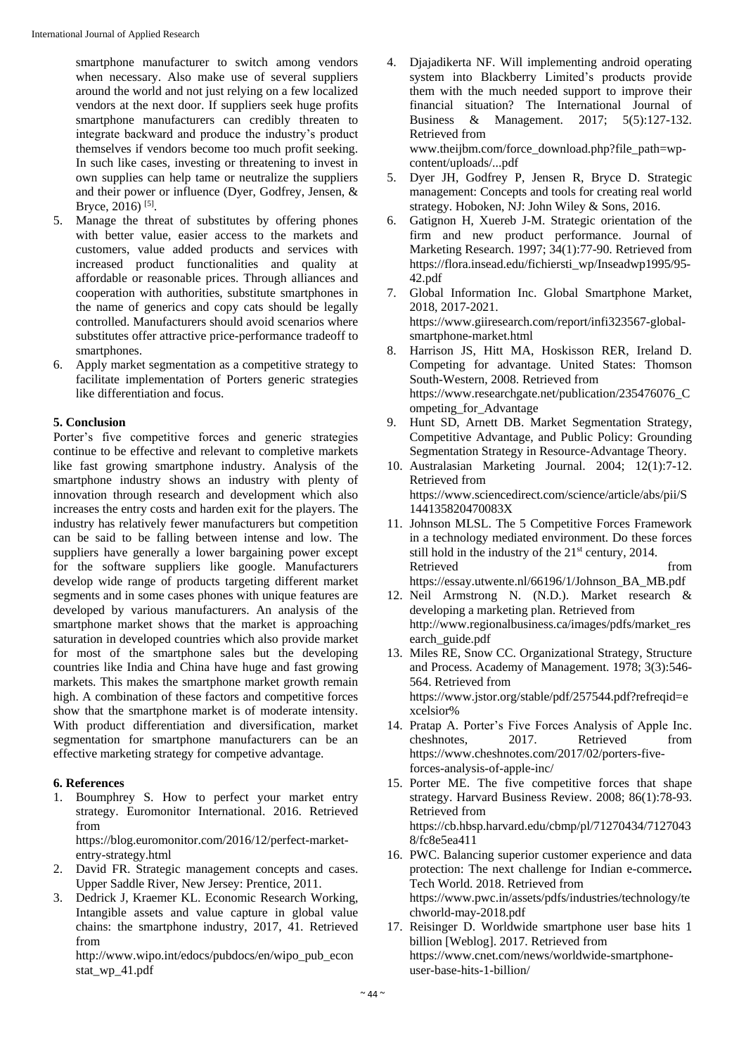smartphone manufacturer to switch among vendors when necessary. Also make use of several suppliers around the world and not just relying on a few localized vendors at the next door. If suppliers seek huge profits smartphone manufacturers can credibly threaten to integrate backward and produce the industry's product themselves if vendors become too much profit seeking. In such like cases, investing or threatening to invest in own supplies can help tame or neutralize the suppliers and their power or influence (Dyer, Godfrey, Jensen, & Bryce, 2016) [5].

5. Manage the threat of substitutes by offering phones with better value, easier access to the markets and customers, value added products and services with increased product functionalities and quality at affordable or reasonable prices. Through alliances and cooperation with authorities, substitute smartphones in the name of generics and copy cats should be legally controlled. Manufacturers should avoid scenarios where substitutes offer attractive price-performance tradeoff to smartphones.
6. Apply market segmentation as a competitive strategy to facilitate implementation of Porters generic strategies like differentiation and focus.

## 5. Conclusion

Porter's five competitive forces and generic strategies continue to be effective and relevant to completive markets like fast growing smartphone industry. Analysis of the smartphone industry shows an industry with plenty of innovation through research and development which also increases the entry costs and harden exit for the players. The industry has relatively fewer manufacturers but competition can be said to be falling between intense and low. The suppliers have generally a lower bargaining power except for the software suppliers like google. Manufacturers develop wide range of products targeting different market segments and in some cases phones with unique features are developed by various manufacturers. An analysis of the smartphone market shows that the market is approaching saturation in developed countries which also provide market for most of the smartphone sales but the developing countries like India and China have huge and fast growing markets. This makes the smartphone market growth remain high. A combination of these factors and competitive forces show that the smartphone market is of moderate intensity. With product differentiation and diversification, market segmentation for smartphone manufacturers can be an effective marketing strategy for competive advantage.

## 6. References

1. Boumphrey S. How to perfect your market entry strategy. Euromonitor International. 2016. Retrieved from https://blog.euromonitor.com/2016/12/perfect-market-entry-strategy.html
2. David FR. Strategic management concepts and cases. Upper Saddle River, New Jersey: Prentice, 2011.
3. Dedrick J, Kraemer KL. Economic Research Working, Intangible assets and value capture in global value chains: the smartphone industry, 2017, 41. Retrieved from http://www.wipo.int/edocs/pubdocs/en/wipo_pub_econstat_wp_41.pdf
4. Djajadikerta NF. Will implementing android operating system into Blackberry Limited's products provide them with the much needed support to improve their financial situation? The International Journal of Business & Management. 2017; 5(5):127-132. Retrieved from www.theijbm.com/force_download.php?file_path=wp-content/uploads/...pdf
5. Dyer JH, Godfrey P, Jensen R, Bryce D. Strategic management: Concepts and tools for creating real world strategy. Hoboken, NJ: John Wiley & Sons, 2016.
6. Gatignon H, Xuereb J-M. Strategic orientation of the firm and new product performance. Journal of Marketing Research. 1997; 34(1):77-90. Retrieved from https://flora.insead.edu/fichiersti_wp/Inseadwp1995/95-42.pdf
7. Global Information Inc. Global Smartphone Market, 2018, 2017-2021. https://www.giiresearch.com/report/infi323567-global-smartphone-market.html
8. Harrison JS, Hitt MA, Hoskisson RER, Ireland D. Competing for advantage. United States: Thomson South-Western, 2008. Retrieved from https://www.researchgate.net/publication/235476076_Competing_for_Advantage
9. Hunt SD, Arnett DB. Market Segmentation Strategy, Competitive Advantage, and Public Policy: Grounding Segmentation Strategy in Resource-Advantage Theory.
10. Australasian Marketing Journal. 2004; 12(1):7-12. Retrieved from https://www.sciencedirect.com/science/article/abs/pii/S144135820470083X
11. Johnson MLSL. The 5 Competitive Forces Framework in a technology mediated environment. Do these forces still hold in the industry of the 21st century, 2014. Retrieved from https://essay.utwente.nl/66196/1/Johnson_BA_MB.pdf
12. Neil Armstrong N. (N.D.). Market research & developing a marketing plan. Retrieved from http://www.regionalbusiness.ca/images/pdfs/market_research_guide.pdf
13. Miles RE, Snow CC. Organizational Strategy, Structure and Process. Academy of Management. 1978; 3(3):546-564. Retrieved from https://www.jstor.org/stable/pdf/257544.pdf?refreqid=excelsior%
14. Pratap A. Porter's Five Forces Analysis of Apple Inc. cheshnotes, 2017. Retrieved from https://www.cheshnotes.com/2017/02/porters-five-forces-analysis-of-apple-inc/
15. Porter ME. The five competitive forces that shape strategy. Harvard Business Review. 2008; 86(1):78-93. Retrieved from https://cb.hbsp.harvard.edu/cbmp/pl/71270434/71270438/fc8e5ea411
16. PWC. Balancing superior customer experience and data protection: The next challenge for Indian e-commerce**.** Tech World. 2018. Retrieved from https://www.pwc.in/assets/pdfs/industries/technology/techworld-may-2018.pdf
17. Reisinger D. Worldwide smartphone user base hits 1 billion [Weblog]. 2017. Retrieved from https://www.cnet.com/news/worldwide-smartphone-user-base-hits-1-billion/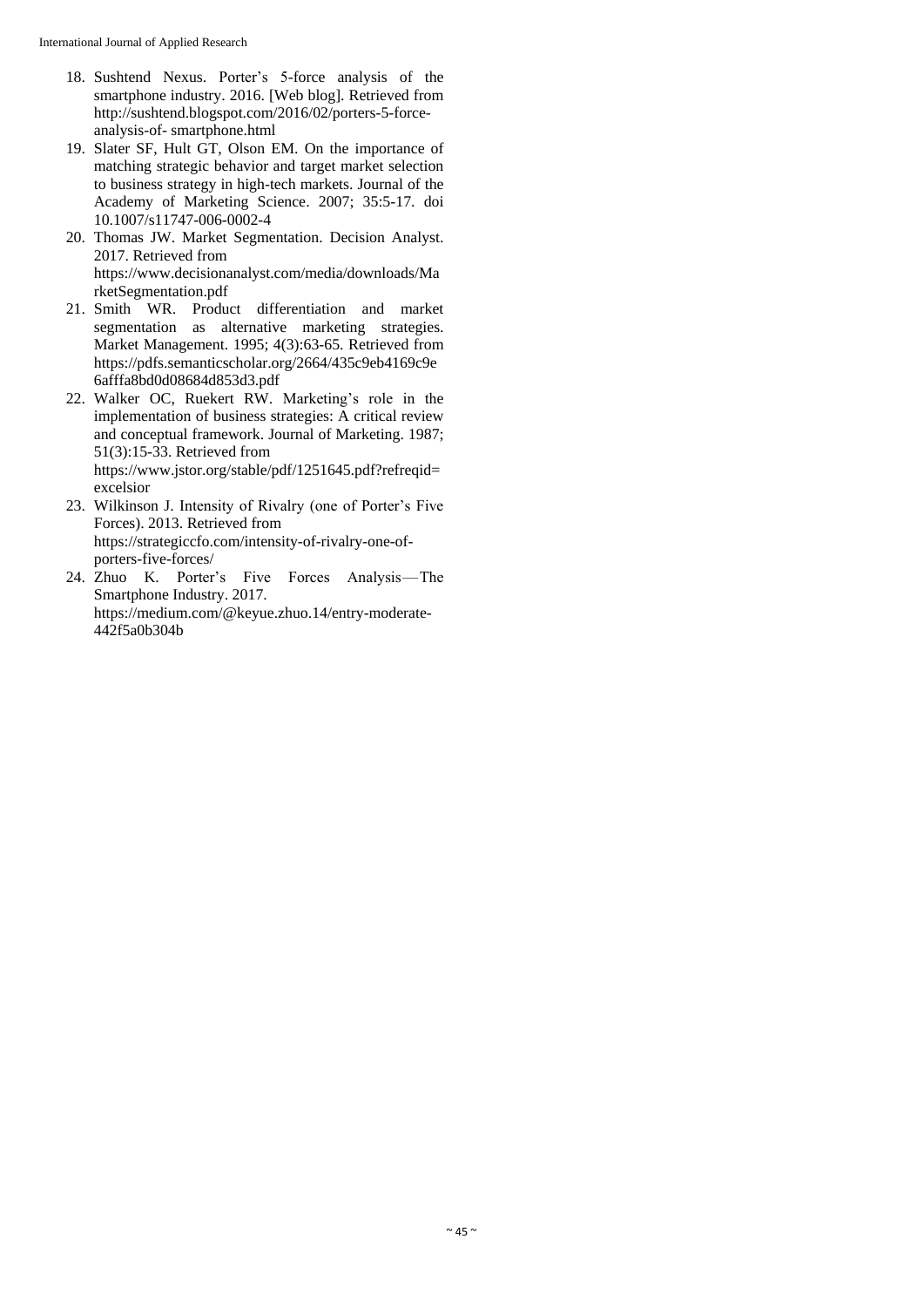18. Sushtend Nexus. Porter's 5-force analysis of the smartphone industry. 2016. [Web blog]. Retrieved from http://sushtend.blogspot.com/2016/02/porters-5-force-analysis-of- smartphone.html
19. Slater SF, Hult GT, Olson EM. On the importance of matching strategic behavior and target market selection to business strategy in high-tech markets. Journal of the Academy of Marketing Science. 2007; 35:5-17. doi 10.1007/s11747-006-0002-4
20. Thomas JW. Market Segmentation. Decision Analyst. 2017. Retrieved from https://www.decisionanalyst.com/media/downloads/MarketSegmentation.pdf
21. Smith WR. Product differentiation and market segmentation as alternative marketing strategies. Market Management. 1995; 4(3):63-65. Retrieved from https://pdfs.semanticscholar.org/2664/435c9eb4169c9e6afffa8bd0d08684d853d3.pdf
22. Walker OC, Ruekert RW. Marketing's role in the implementation of business strategies: A critical review and conceptual framework. Journal of Marketing. 1987; 51(3):15-33. Retrieved from https://www.jstor.org/stable/pdf/1251645.pdf?refreqid=excelsior
23. Wilkinson J. Intensity of Rivalry (one of Porter's Five Forces). 2013. Retrieved from https://strategiccfo.com/intensity-of-rivalry-one-of-porters-five-forces/
24. Zhuo K. Porter's Five Forces Analysis—The Smartphone Industry. 2017. https://medium.com/@keyue.zhuo.14/entry-moderate-442f5a0b304b